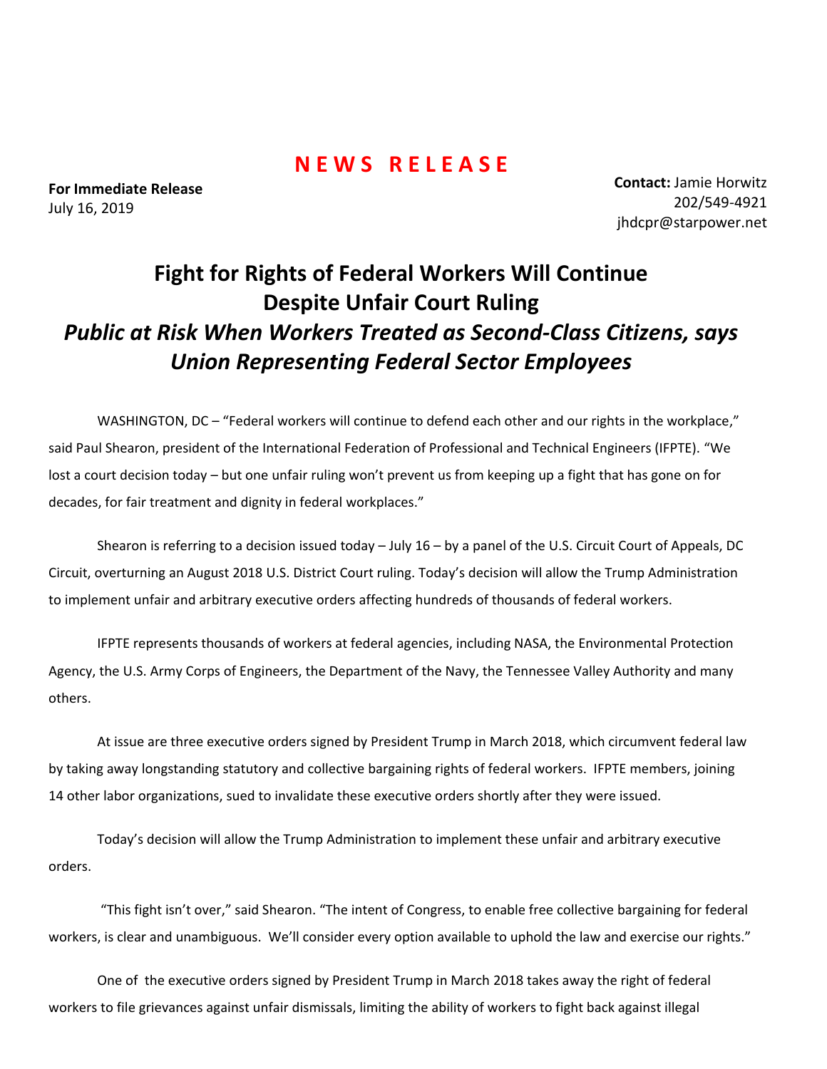# NEWS RELEASE

**For Immediate Release**
July 16, 2019

**Contact:** Jamie Horwitz
202/549-4921
jhdcpr@starpower.net

# Fight for Rights of Federal Workers Will Continue Despite Unfair Court Ruling

## *Public at Risk When Workers Treated as Second-Class Citizens, says Union Representing Federal Sector Employees*

WASHINGTON, DC – "Federal workers will continue to defend each other and our rights in the workplace," said Paul Shearon, president of the International Federation of Professional and Technical Engineers (IFPTE). "We lost a court decision today – but one unfair ruling won't prevent us from keeping up a fight that has gone on for decades, for fair treatment and dignity in federal workplaces."

Shearon is referring to a decision issued today – July 16 – by a panel of the U.S. Circuit Court of Appeals, DC Circuit, overturning an August 2018 U.S. District Court ruling. Today's decision will allow the Trump Administration to implement unfair and arbitrary executive orders affecting hundreds of thousands of federal workers.

IFPTE represents thousands of workers at federal agencies, including NASA, the Environmental Protection Agency, the U.S. Army Corps of Engineers, the Department of the Navy, the Tennessee Valley Authority and many others.

At issue are three executive orders signed by President Trump in March 2018, which circumvent federal law by taking away longstanding statutory and collective bargaining rights of federal workers. IFPTE members, joining 14 other labor organizations, sued to invalidate these executive orders shortly after they were issued.

Today's decision will allow the Trump Administration to implement these unfair and arbitrary executive orders.

"This fight isn't over," said Shearon. "The intent of Congress, to enable free collective bargaining for federal workers, is clear and unambiguous. We'll consider every option available to uphold the law and exercise our rights."

One of the executive orders signed by President Trump in March 2018 takes away the right of federal workers to file grievances against unfair dismissals, limiting the ability of workers to fight back against illegal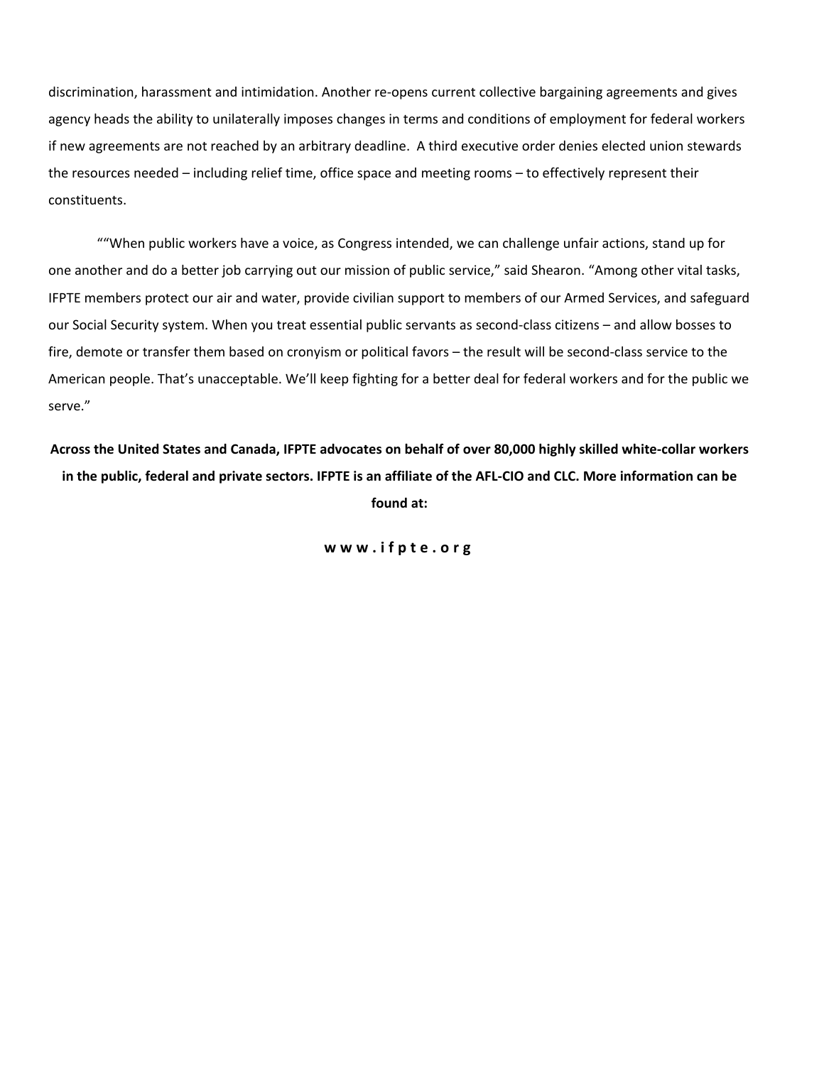discrimination, harassment and intimidation. Another re-opens current collective bargaining agreements and gives agency heads the ability to unilaterally imposes changes in terms and conditions of employment for federal workers if new agreements are not reached by an arbitrary deadline. A third executive order denies elected union stewards the resources needed – including relief time, office space and meeting rooms – to effectively represent their constituents.

““When public workers have a voice, as Congress intended, we can challenge unfair actions, stand up for one another and do a better job carrying out our mission of public service,” said Shearon. “Among other vital tasks, IFPTE members protect our air and water, provide civilian support to members of our Armed Services, and safeguard our Social Security system. When you treat essential public servants as second-class citizens – and allow bosses to fire, demote or transfer them based on cronyism or political favors – the result will be second-class service to the American people. That’s unacceptable. We’ll keep fighting for a better deal for federal workers and for the public we serve.”

**Across the United States and Canada, IFPTE advocates on behalf of over 80,000 highly skilled white-collar workers in the public, federal and private sectors. IFPTE is an affiliate of the AFL-CIO and CLC. More information can be found at:**

**w w w . i f p t e . o r g**